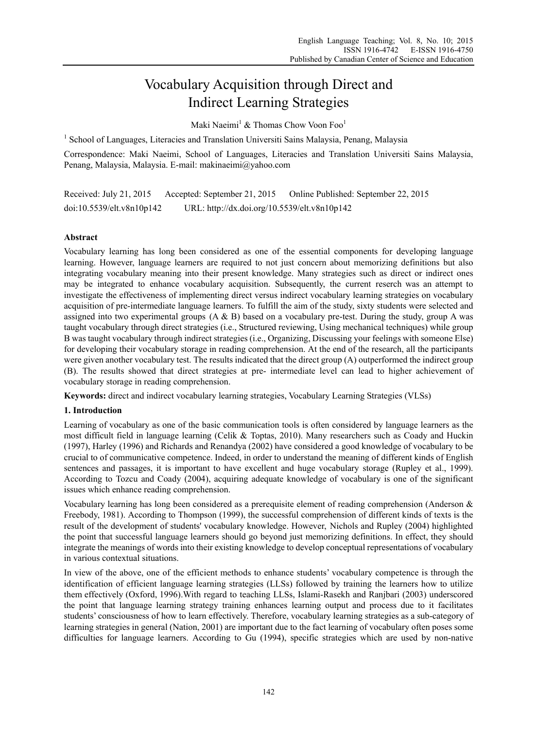# Vocabulary Acquisition through Direct and Indirect Learning Strategies

Maki Naeimi[1] & Thomas Chow Voon Foo[1]

[1] School of Languages, Literacies and Translation Universiti Sains Malaysia, Penang, Malaysia

Correspondence: Maki Naeimi, School of Languages, Literacies and Translation Universiti Sains Malaysia, Penang, Malaysia, Malaysia. E-mail: makinaeimi@yahoo.com

Received: July 21, 2015 Accepted: September 21, 2015 Online Published: September 22, 2015

doi:10.5539/elt.v8n10p142 URL: http://dx.doi.org/10.5539/elt.v8n10p142

## Abstract

Vocabulary learning has long been considered as one of the essential components for developing language learning. However, language learners are required to not just concern about memorizing definitions but also integrating vocabulary meaning into their present knowledge. Many strategies such as direct or indirect ones may be integrated to enhance vocabulary acquisition. Subsequently, the current reserch was an attempt to investigate the effectiveness of implementing direct versus indirect vocabulary learning strategies on vocabulary acquisition of pre-intermediate language learners. To fulfill the aim of the study, sixty students were selected and assigned into two experimental groups (A & B) based on a vocabulary pre-test. During the study, group A was taught vocabulary through direct strategies (i.e., Structured reviewing, Using mechanical techniques) while group B was taught vocabulary through indirect strategies (i.e., Organizing, Discussing your feelings with someone Else) for developing their vocabulary storage in reading comprehension. At the end of the research, all the participants were given another vocabulary test. The results indicated that the direct group (A) outperformed the indirect group (B). The results showed that direct strategies at pre- intermediate level can lead to higher achievement of vocabulary storage in reading comprehension.

**Keywords:** direct and indirect vocabulary learning strategies, Vocabulary Learning Strategies (VLSs)

## 1. Introduction

Learning of vocabulary as one of the basic communication tools is often considered by language learners as the most difficult field in language learning (Celik & Toptas, 2010). Many researchers such as Coady and Huckin (1997), Harley (1996) and Richards and Renandya (2002) have considered a good knowledge of vocabulary to be crucial to of communicative competence. Indeed, in order to understand the meaning of different kinds of English sentences and passages, it is important to have excellent and huge vocabulary storage (Rupley et al., 1999). According to Tozcu and Coady (2004), acquiring adequate knowledge of vocabulary is one of the significant issues which enhance reading comprehension.

Vocabulary learning has long been considered as a prerequisite element of reading comprehension (Anderson & Freebody, 1981). According to Thompson (1999), the successful comprehension of different kinds of texts is the result of the development of students' vocabulary knowledge. However, Nichols and Rupley (2004) highlighted the point that successful language learners should go beyond just memorizing definitions. In effect, they should integrate the meanings of words into their existing knowledge to develop conceptual representations of vocabulary in various contextual situations.

In view of the above, one of the efficient methods to enhance students' vocabulary competence is through the identification of efficient language learning strategies (LLSs) followed by training the learners how to utilize them effectively (Oxford, 1996).With regard to teaching LLSs, Islami-Rasekh and Ranjbari (2003) underscored the point that language learning strategy training enhances learning output and process due to it facilitates students' consciousness of how to learn effectively. Therefore, vocabulary learning strategies as a sub-category of learning strategies in general (Nation, 2001) are important due to the fact learning of vocabulary often poses some difficulties for language learners. According to Gu (1994), specific strategies which are used by non-native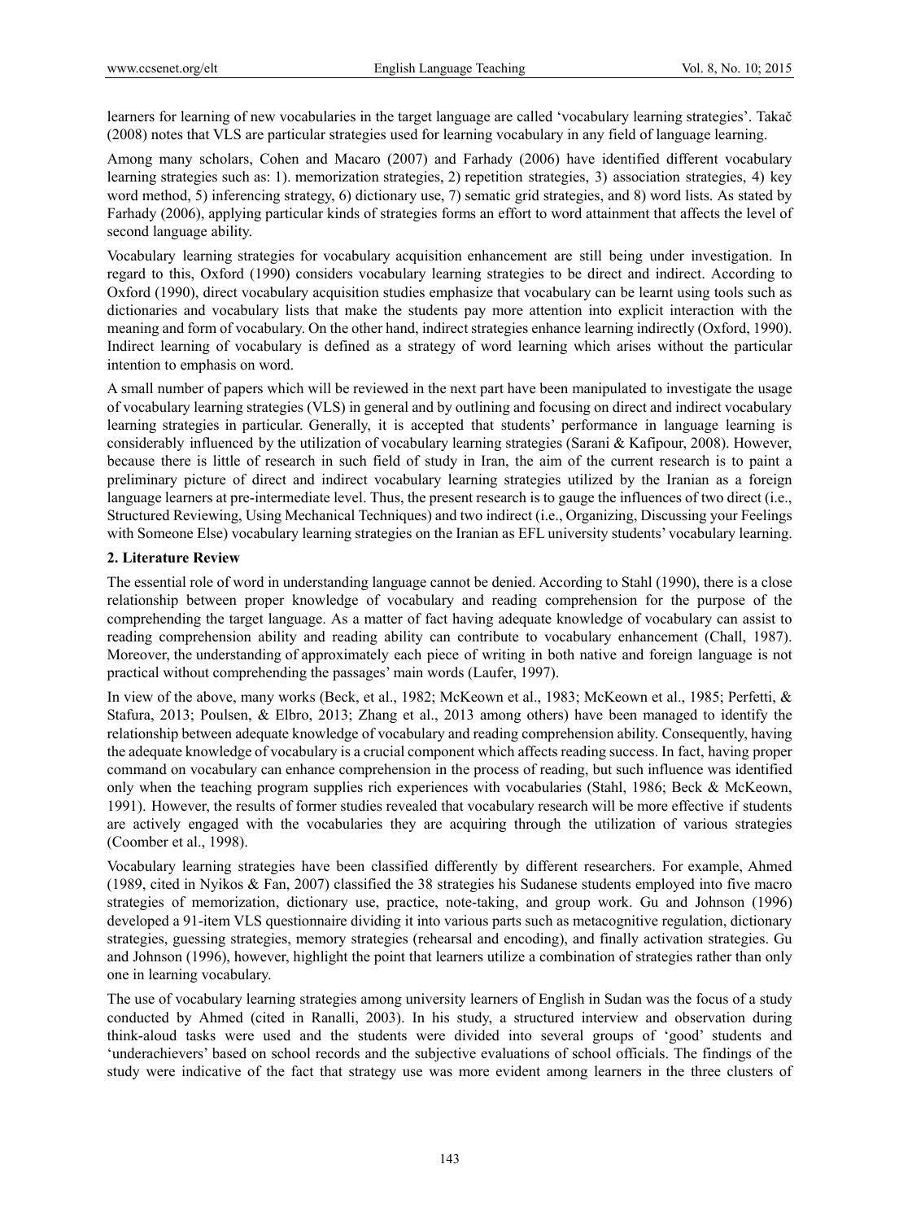learners for learning of new vocabularies in the target language are called 'vocabulary learning strategies'. Takač (2008) notes that VLS are particular strategies used for learning vocabulary in any field of language learning.

Among many scholars, Cohen and Macaro (2007) and Farhady (2006) have identified different vocabulary learning strategies such as: 1). memorization strategies, 2) repetition strategies, 3) association strategies, 4) key word method, 5) inferencing strategy, 6) dictionary use, 7) sematic grid strategies, and 8) word lists. As stated by Farhady (2006), applying particular kinds of strategies forms an effort to word attainment that affects the level of second language ability.

Vocabulary learning strategies for vocabulary acquisition enhancement are still being under investigation. In regard to this, Oxford (1990) considers vocabulary learning strategies to be direct and indirect. According to Oxford (1990), direct vocabulary acquisition studies emphasize that vocabulary can be learnt using tools such as dictionaries and vocabulary lists that make the students pay more attention into explicit interaction with the meaning and form of vocabulary. On the other hand, indirect strategies enhance learning indirectly (Oxford, 1990). Indirect learning of vocabulary is defined as a strategy of word learning which arises without the particular intention to emphasis on word.

A small number of papers which will be reviewed in the next part have been manipulated to investigate the usage of vocabulary learning strategies (VLS) in general and by outlining and focusing on direct and indirect vocabulary learning strategies in particular. Generally, it is accepted that students' performance in language learning is considerably influenced by the utilization of vocabulary learning strategies (Sarani & Kafipour, 2008). However, because there is little of research in such field of study in Iran, the aim of the current research is to paint a preliminary picture of direct and indirect vocabulary learning strategies utilized by the Iranian as a foreign language learners at pre-intermediate level. Thus, the present research is to gauge the influences of two direct (i.e., Structured Reviewing, Using Mechanical Techniques) and two indirect (i.e., Organizing, Discussing your Feelings with Someone Else) vocabulary learning strategies on the Iranian as EFL university students' vocabulary learning.

## 2. Literature Review

The essential role of word in understanding language cannot be denied. According to Stahl (1990), there is a close relationship between proper knowledge of vocabulary and reading comprehension for the purpose of the comprehending the target language. As a matter of fact having adequate knowledge of vocabulary can assist to reading comprehension ability and reading ability can contribute to vocabulary enhancement (Chall, 1987). Moreover, the understanding of approximately each piece of writing in both native and foreign language is not practical without comprehending the passages' main words (Laufer, 1997).

In view of the above, many works (Beck, et al., 1982; McKeown et al., 1983; McKeown et al., 1985; Perfetti, & Stafura, 2013; Poulsen, & Elbro, 2013; Zhang et al., 2013 among others) have been managed to identify the relationship between adequate knowledge of vocabulary and reading comprehension ability. Consequently, having the adequate knowledge of vocabulary is a crucial component which affects reading success. In fact, having proper command on vocabulary can enhance comprehension in the process of reading, but such influence was identified only when the teaching program supplies rich experiences with vocabularies (Stahl, 1986; Beck & McKeown, 1991). However, the results of former studies revealed that vocabulary research will be more effective if students are actively engaged with the vocabularies they are acquiring through the utilization of various strategies (Coomber et al., 1998).

Vocabulary learning strategies have been classified differently by different researchers. For example, Ahmed (1989, cited in Nyikos & Fan, 2007) classified the 38 strategies his Sudanese students employed into five macro strategies of memorization, dictionary use, practice, note-taking, and group work. Gu and Johnson (1996) developed a 91-item VLS questionnaire dividing it into various parts such as metacognitive regulation, dictionary strategies, guessing strategies, memory strategies (rehearsal and encoding), and finally activation strategies. Gu and Johnson (1996), however, highlight the point that learners utilize a combination of strategies rather than only one in learning vocabulary.

The use of vocabulary learning strategies among university learners of English in Sudan was the focus of a study conducted by Ahmed (cited in Ranalli, 2003). In his study, a structured interview and observation during think-aloud tasks were used and the students were divided into several groups of 'good' students and 'underachievers' based on school records and the subjective evaluations of school officials. The findings of the study were indicative of the fact that strategy use was more evident among learners in the three clusters of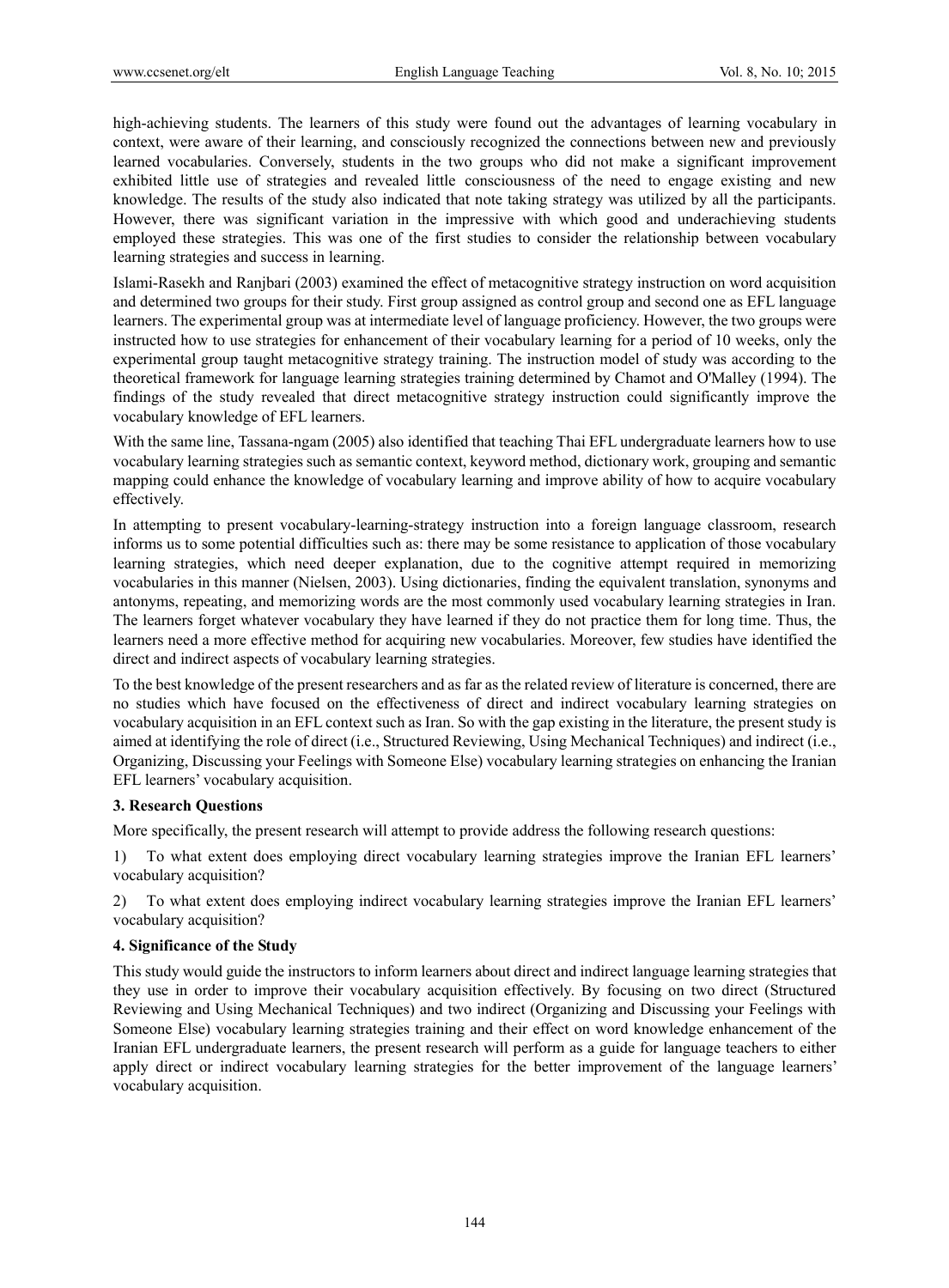high-achieving students. The learners of this study were found out the advantages of learning vocabulary in context, were aware of their learning, and consciously recognized the connections between new and previously learned vocabularies. Conversely, students in the two groups who did not make a significant improvement exhibited little use of strategies and revealed little consciousness of the need to engage existing and new knowledge. The results of the study also indicated that note taking strategy was utilized by all the participants. However, there was significant variation in the impressive with which good and underachieving students employed these strategies. This was one of the first studies to consider the relationship between vocabulary learning strategies and success in learning.

Islami-Rasekh and Ranjbari (2003) examined the effect of metacognitive strategy instruction on word acquisition and determined two groups for their study. First group assigned as control group and second one as EFL language learners. The experimental group was at intermediate level of language proficiency. However, the two groups were instructed how to use strategies for enhancement of their vocabulary learning for a period of 10 weeks, only the experimental group taught metacognitive strategy training. The instruction model of study was according to the theoretical framework for language learning strategies training determined by Chamot and O'Malley (1994). The findings of the study revealed that direct metacognitive strategy instruction could significantly improve the vocabulary knowledge of EFL learners.

With the same line, Tassana-ngam (2005) also identified that teaching Thai EFL undergraduate learners how to use vocabulary learning strategies such as semantic context, keyword method, dictionary work, grouping and semantic mapping could enhance the knowledge of vocabulary learning and improve ability of how to acquire vocabulary effectively.

In attempting to present vocabulary-learning-strategy instruction into a foreign language classroom, research informs us to some potential difficulties such as: there may be some resistance to application of those vocabulary learning strategies, which need deeper explanation, due to the cognitive attempt required in memorizing vocabularies in this manner (Nielsen, 2003). Using dictionaries, finding the equivalent translation, synonyms and antonyms, repeating, and memorizing words are the most commonly used vocabulary learning strategies in Iran. The learners forget whatever vocabulary they have learned if they do not practice them for long time. Thus, the learners need a more effective method for acquiring new vocabularies. Moreover, few studies have identified the direct and indirect aspects of vocabulary learning strategies.

To the best knowledge of the present researchers and as far as the related review of literature is concerned, there are no studies which have focused on the effectiveness of direct and indirect vocabulary learning strategies on vocabulary acquisition in an EFL context such as Iran. So with the gap existing in the literature, the present study is aimed at identifying the role of direct (i.e., Structured Reviewing, Using Mechanical Techniques) and indirect (i.e., Organizing, Discussing your Feelings with Someone Else) vocabulary learning strategies on enhancing the Iranian EFL learners' vocabulary acquisition.

## 3. Research Questions

More specifically, the present research will attempt to provide address the following research questions:

1) To what extent does employing direct vocabulary learning strategies improve the Iranian EFL learners' vocabulary acquisition?

2) To what extent does employing indirect vocabulary learning strategies improve the Iranian EFL learners' vocabulary acquisition?

## 4. Significance of the Study

This study would guide the instructors to inform learners about direct and indirect language learning strategies that they use in order to improve their vocabulary acquisition effectively. By focusing on two direct (Structured Reviewing and Using Mechanical Techniques) and two indirect (Organizing and Discussing your Feelings with Someone Else) vocabulary learning strategies training and their effect on word knowledge enhancement of the Iranian EFL undergraduate learners, the present research will perform as a guide for language teachers to either apply direct or indirect vocabulary learning strategies for the better improvement of the language learners' vocabulary acquisition.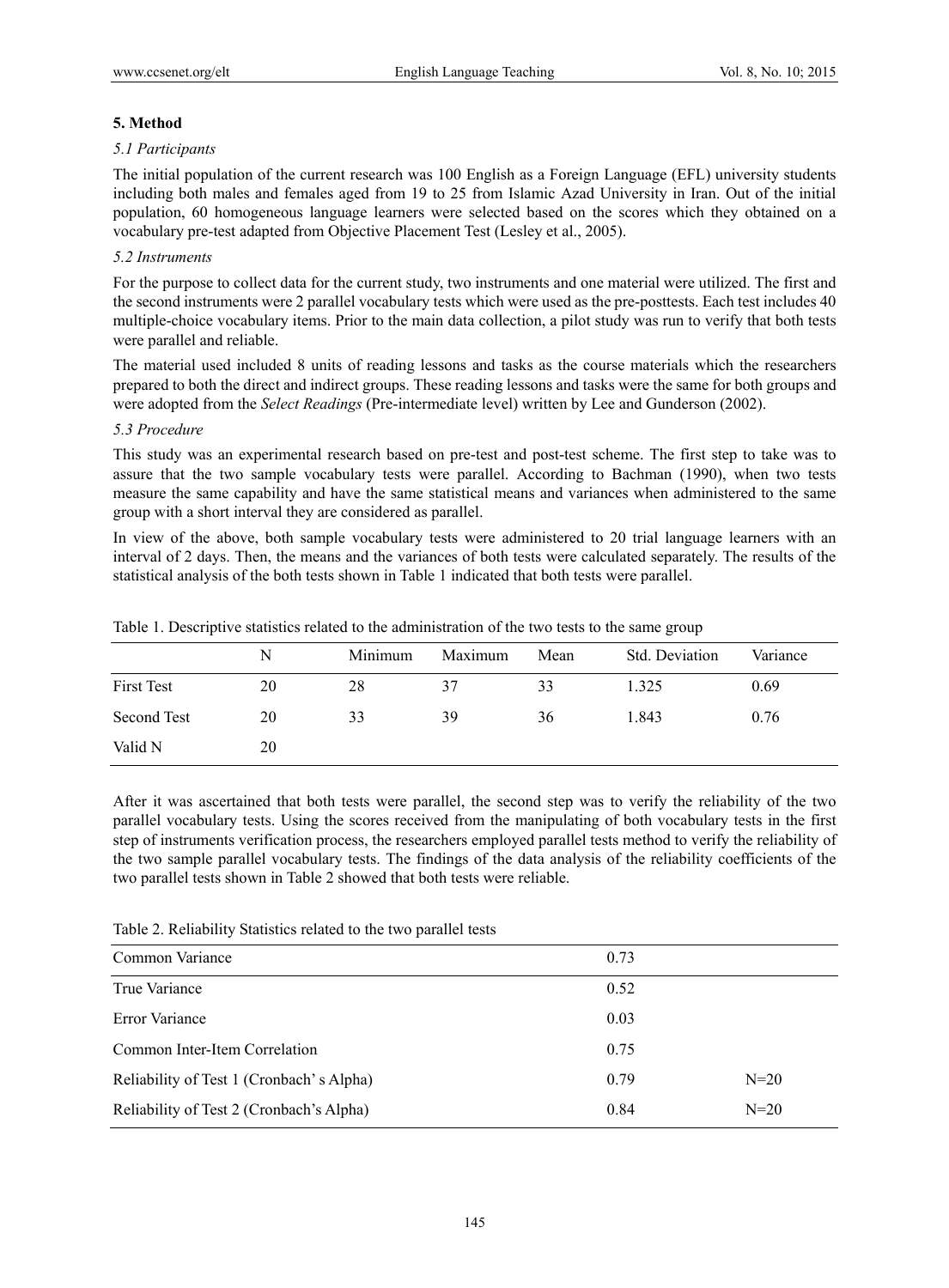## 5. Method

### *5.1 Participants*

The initial population of the current research was 100 English as a Foreign Language (EFL) university students including both males and females aged from 19 to 25 from Islamic Azad University in Iran. Out of the initial population, 60 homogeneous language learners were selected based on the scores which they obtained on a vocabulary pre-test adapted from Objective Placement Test (Lesley et al., 2005).

### *5.2 Instruments*

For the purpose to collect data for the current study, two instruments and one material were utilized. The first and the second instruments were 2 parallel vocabulary tests which were used as the pre-posttests. Each test includes 40 multiple-choice vocabulary items. Prior to the main data collection, a pilot study was run to verify that both tests were parallel and reliable.

The material used included 8 units of reading lessons and tasks as the course materials which the researchers prepared to both the direct and indirect groups. These reading lessons and tasks were the same for both groups and were adopted from the *Select Readings* (Pre-intermediate level) written by Lee and Gunderson (2002).

### *5.3 Procedure*

This study was an experimental research based on pre-test and post-test scheme. The first step to take was to assure that the two sample vocabulary tests were parallel. According to Bachman (1990), when two tests measure the same capability and have the same statistical means and variances when administered to the same group with a short interval they are considered as parallel.

In view of the above, both sample vocabulary tests were administered to 20 trial language learners with an interval of 2 days. Then, the means and the variances of both tests were calculated separately. The results of the statistical analysis of the both tests shown in Table 1 indicated that both tests were parallel.

Table 1. Descriptive statistics related to the administration of the two tests to the same group

| | N | Minimum | Maximum | Mean | Std. Deviation | Variance |
|---|---|---|---|---|---|---|
| First Test | 20 | 28 | 37 | 33 | 1.325 | 0.69 |
| Second Test | 20 | 33 | 39 | 36 | 1.843 | 0.76 |
| Valid N | 20 | | | | | |

After it was ascertained that both tests were parallel, the second step was to verify the reliability of the two parallel vocabulary tests. Using the scores received from the manipulating of both vocabulary tests in the first step of instruments verification process, the researchers employed parallel tests method to verify the reliability of the two sample parallel vocabulary tests. The findings of the data analysis of the reliability coefficients of the two parallel tests shown in Table 2 showed that both tests were reliable.

Table 2. Reliability Statistics related to the two parallel tests

| | | |
|---|---|---|
| Common Variance | 0.73 | |
| True Variance | 0.52 | |
| Error Variance | 0.03 | |
| Common Inter-Item Correlation | 0.75 | |
| Reliability of Test 1 (Cronbach' s Alpha) | 0.79 | N=20 |
| Reliability of Test 2 (Cronbach's Alpha) | 0.84 | N=20 |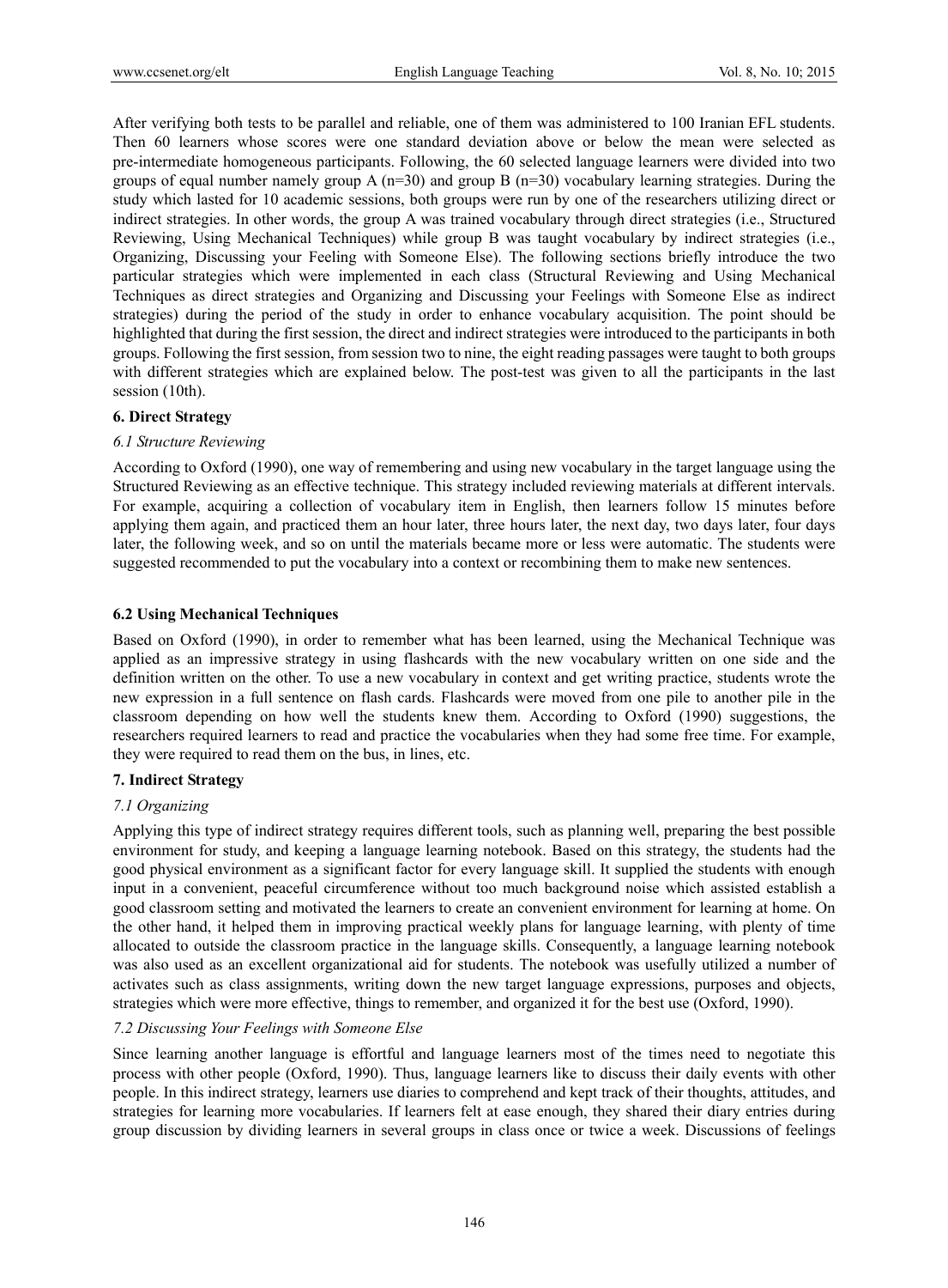After verifying both tests to be parallel and reliable, one of them was administered to 100 Iranian EFL students. Then 60 learners whose scores were one standard deviation above or below the mean were selected as pre-intermediate homogeneous participants. Following, the 60 selected language learners were divided into two groups of equal number namely group A (n=30) and group B (n=30) vocabulary learning strategies. During the study which lasted for 10 academic sessions, both groups were run by one of the researchers utilizing direct or indirect strategies. In other words, the group A was trained vocabulary through direct strategies (i.e., Structured Reviewing, Using Mechanical Techniques) while group B was taught vocabulary by indirect strategies (i.e., Organizing, Discussing your Feeling with Someone Else). The following sections briefly introduce the two particular strategies which were implemented in each class (Structural Reviewing and Using Mechanical Techniques as direct strategies and Organizing and Discussing your Feelings with Someone Else as indirect strategies) during the period of the study in order to enhance vocabulary acquisition. The point should be highlighted that during the first session, the direct and indirect strategies were introduced to the participants in both groups. Following the first session, from session two to nine, the eight reading passages were taught to both groups with different strategies which are explained below. The post-test was given to all the participants in the last session (10th).

## 6. Direct Strategy

### *6.1 Structure Reviewing*

According to Oxford (1990), one way of remembering and using new vocabulary in the target language using the Structured Reviewing as an effective technique. This strategy included reviewing materials at different intervals. For example, acquiring a collection of vocabulary item in English, then learners follow 15 minutes before applying them again, and practiced them an hour later, three hours later, the next day, two days later, four days later, the following week, and so on until the materials became more or less were automatic. The students were suggested recommended to put the vocabulary into a context or recombining them to make new sentences.

### 6.2 Using Mechanical Techniques

Based on Oxford (1990), in order to remember what has been learned, using the Mechanical Technique was applied as an impressive strategy in using flashcards with the new vocabulary written on one side and the definition written on the other. To use a new vocabulary in context and get writing practice, students wrote the new expression in a full sentence on flash cards. Flashcards were moved from one pile to another pile in the classroom depending on how well the students knew them. According to Oxford (1990) suggestions, the researchers required learners to read and practice the vocabularies when they had some free time. For example, they were required to read them on the bus, in lines, etc.

## 7. Indirect Strategy

### *7.1 Organizing*

Applying this type of indirect strategy requires different tools, such as planning well, preparing the best possible environment for study, and keeping a language learning notebook. Based on this strategy, the students had the good physical environment as a significant factor for every language skill. It supplied the students with enough input in a convenient, peaceful circumference without too much background noise which assisted establish a good classroom setting and motivated the learners to create an convenient environment for learning at home. On the other hand, it helped them in improving practical weekly plans for language learning, with plenty of time allocated to outside the classroom practice in the language skills. Consequently, a language learning notebook was also used as an excellent organizational aid for students. The notebook was usefully utilized a number of activates such as class assignments, writing down the new target language expressions, purposes and objects, strategies which were more effective, things to remember, and organized it for the best use (Oxford, 1990).

### *7.2 Discussing Your Feelings with Someone Else*

Since learning another language is effortful and language learners most of the times need to negotiate this process with other people (Oxford, 1990). Thus, language learners like to discuss their daily events with other people. In this indirect strategy, learners use diaries to comprehend and kept track of their thoughts, attitudes, and strategies for learning more vocabularies. If learners felt at ease enough, they shared their diary entries during group discussion by dividing learners in several groups in class once or twice a week. Discussions of feelings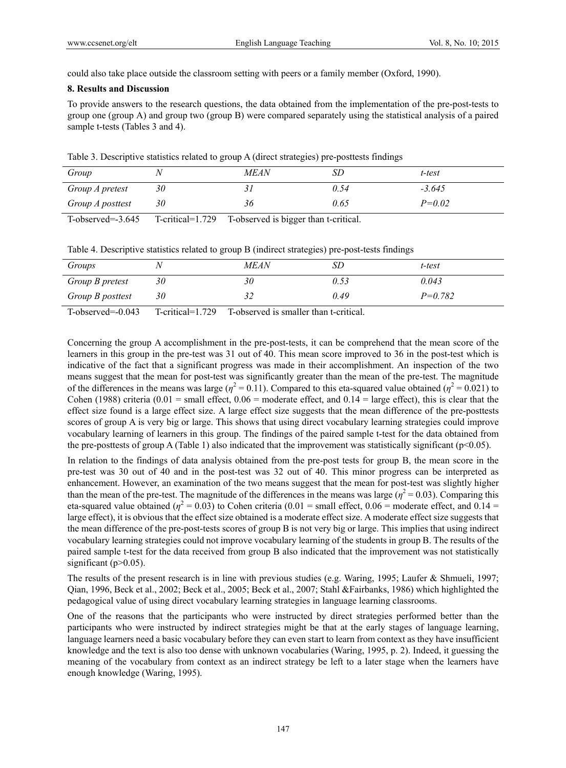could also take place outside the classroom setting with peers or a family member (Oxford, 1990).

**8. Results and Discussion**

To provide answers to the research questions, the data obtained from the implementation of the pre-post-tests to group one (group A) and group two (group B) were compared separately using the statistical analysis of a paired sample t-tests (Tables 3 and 4).

Table 3. Descriptive statistics related to group A (direct strategies) pre-posttests findings

| *Group* | *N* | *MEAN* | *SD* | *t-test* |
|---|---|---|---|---|
| *Group A pretest* | *30* | *31* | *0.54* | *-3.645* |
| *Group A posttest* | *30* | *36* | *0.65* | *P=0.02* |

T-observed=-3.645 T-critical=1.729 T-observed is bigger than t-critical.

Table 4. Descriptive statistics related to group B (indirect strategies) pre-post-tests findings

| *Groups* | *N* | *MEAN* | *SD* | *t-test* |
|---|---|---|---|---|
| *Group B pretest* | *30* | *30* | *0.53* | *0.043* |
| *Group B posttest* | *30* | *32* | *0.49* | *P=0.782* |

T-observed=-0.043 T-critical=1.729 T-observed is smaller than t-critical.

Concerning the group A accomplishment in the pre-post-tests, it can be comprehend that the mean score of the learners in this group in the pre-test was 31 out of 40. This mean score improved to 36 in the post-test which is indicative of the fact that a significant progress was made in their accomplishment. An inspection of the two means suggest that the mean for post-test was significantly greater than the mean of the pre-test. The magnitude of the differences in the means was large ($\eta^2 = 0.11$). Compared to this eta-squared value obtained ($\eta^2 = 0.021$) to Cohen (1988) criteria (0.01 = small effect, 0.06 = moderate effect, and 0.14 = large effect), this is clear that the effect size found is a large effect size. A large effect size suggests that the mean difference of the pre-posttests scores of group A is very big or large. This shows that using direct vocabulary learning strategies could improve vocabulary learning of learners in this group. The findings of the paired sample t-test for the data obtained from the pre-posttests of group A (Table 1) also indicated that the improvement was statistically significant ($p<0.05$).

In relation to the findings of data analysis obtained from the pre-post tests for group B, the mean score in the pre-test was 30 out of 40 and in the post-test was 32 out of 40. This minor progress can be interpreted as enhancement. However, an examination of the two means suggest that the mean for post-test was slightly higher than the mean of the pre-test. The magnitude of the differences in the means was large ($\eta^2 = 0.03$). Comparing this eta-squared value obtained ($\eta^2 = 0.03$) to Cohen criteria (0.01 = small effect, 0.06 = moderate effect, and 0.14 = large effect), it is obvious that the effect size obtained is a moderate effect size. A moderate effect size suggests that the mean difference of the pre-post-tests scores of group B is not very big or large. This implies that using indirect vocabulary learning strategies could not improve vocabulary learning of the students in group B. The results of the paired sample t-test for the data received from group B also indicated that the improvement was not statistically significant ($p>0.05$).

The results of the present research is in line with previous studies (e.g. Waring, 1995; Laufer & Shmueli, 1997; Qian, 1996, Beck et al., 2002; Beck et al., 2005; Beck et al., 2007; Stahl &Fairbanks, 1986) which highlighted the pedagogical value of using direct vocabulary learning strategies in language learning classrooms.

One of the reasons that the participants who were instructed by direct strategies performed better than the participants who were instructed by indirect strategies might be that at the early stages of language learning, language learners need a basic vocabulary before they can even start to learn from context as they have insufficient knowledge and the text is also too dense with unknown vocabularies (Waring, 1995, p. 2). Indeed, it guessing the meaning of the vocabulary from context as an indirect strategy be left to a later stage when the learners have enough knowledge (Waring, 1995).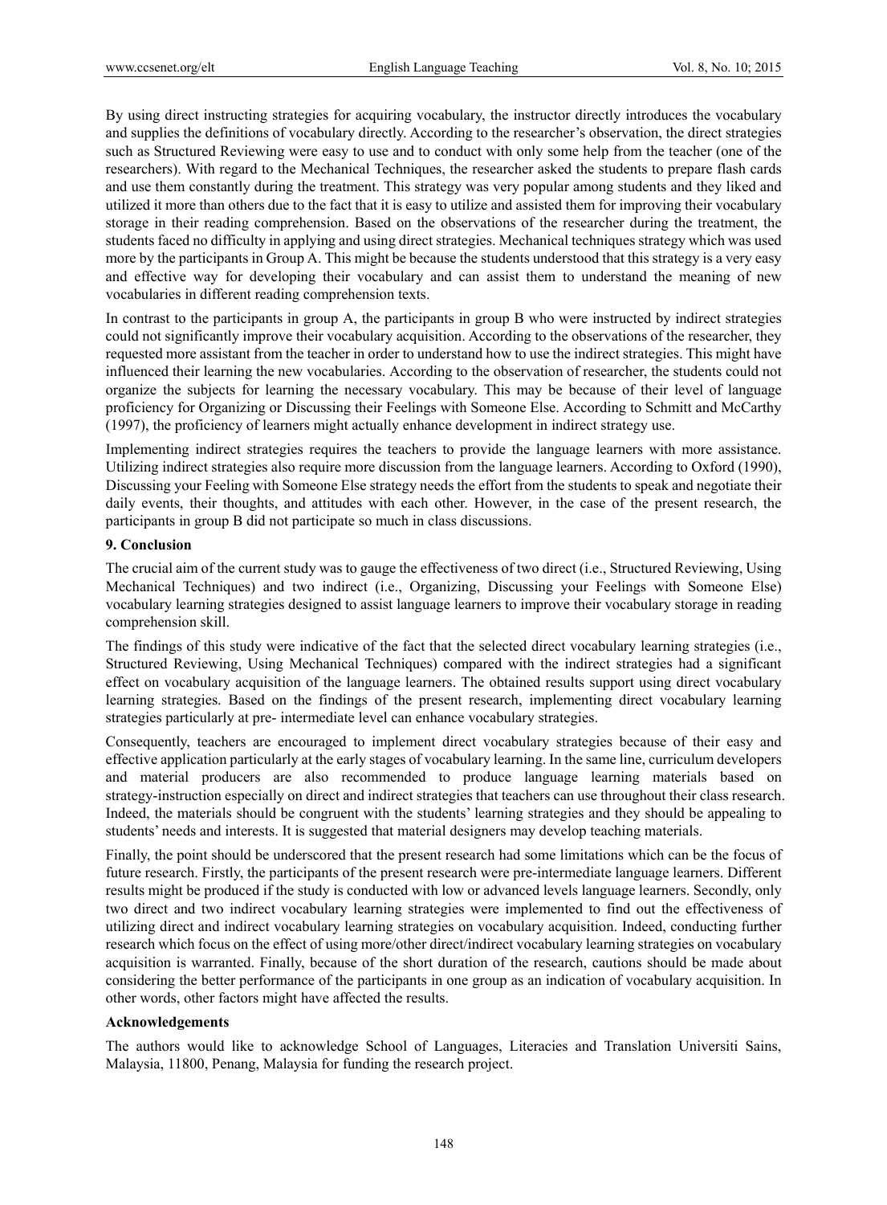By using direct instructing strategies for acquiring vocabulary, the instructor directly introduces the vocabulary and supplies the definitions of vocabulary directly. According to the researcher's observation, the direct strategies such as Structured Reviewing were easy to use and to conduct with only some help from the teacher (one of the researchers). With regard to the Mechanical Techniques, the researcher asked the students to prepare flash cards and use them constantly during the treatment. This strategy was very popular among students and they liked and utilized it more than others due to the fact that it is easy to utilize and assisted them for improving their vocabulary storage in their reading comprehension. Based on the observations of the researcher during the treatment, the students faced no difficulty in applying and using direct strategies. Mechanical techniques strategy which was used more by the participants in Group A. This might be because the students understood that this strategy is a very easy and effective way for developing their vocabulary and can assist them to understand the meaning of new vocabularies in different reading comprehension texts.

In contrast to the participants in group A, the participants in group B who were instructed by indirect strategies could not significantly improve their vocabulary acquisition. According to the observations of the researcher, they requested more assistant from the teacher in order to understand how to use the indirect strategies. This might have influenced their learning the new vocabularies. According to the observation of researcher, the students could not organize the subjects for learning the necessary vocabulary. This may be because of their level of language proficiency for Organizing or Discussing their Feelings with Someone Else. According to Schmitt and McCarthy (1997), the proficiency of learners might actually enhance development in indirect strategy use.

Implementing indirect strategies requires the teachers to provide the language learners with more assistance. Utilizing indirect strategies also require more discussion from the language learners. According to Oxford (1990), Discussing your Feeling with Someone Else strategy needs the effort from the students to speak and negotiate their daily events, their thoughts, and attitudes with each other. However, in the case of the present research, the participants in group B did not participate so much in class discussions.

## 9. Conclusion

The crucial aim of the current study was to gauge the effectiveness of two direct (i.e., Structured Reviewing, Using Mechanical Techniques) and two indirect (i.e., Organizing, Discussing your Feelings with Someone Else) vocabulary learning strategies designed to assist language learners to improve their vocabulary storage in reading comprehension skill.

The findings of this study were indicative of the fact that the selected direct vocabulary learning strategies (i.e., Structured Reviewing, Using Mechanical Techniques) compared with the indirect strategies had a significant effect on vocabulary acquisition of the language learners. The obtained results support using direct vocabulary learning strategies. Based on the findings of the present research, implementing direct vocabulary learning strategies particularly at pre- intermediate level can enhance vocabulary strategies.

Consequently, teachers are encouraged to implement direct vocabulary strategies because of their easy and effective application particularly at the early stages of vocabulary learning. In the same line, curriculum developers and material producers are also recommended to produce language learning materials based on strategy-instruction especially on direct and indirect strategies that teachers can use throughout their class research. Indeed, the materials should be congruent with the students' learning strategies and they should be appealing to students' needs and interests. It is suggested that material designers may develop teaching materials.

Finally, the point should be underscored that the present research had some limitations which can be the focus of future research. Firstly, the participants of the present research were pre-intermediate language learners. Different results might be produced if the study is conducted with low or advanced levels language learners. Secondly, only two direct and two indirect vocabulary learning strategies were implemented to find out the effectiveness of utilizing direct and indirect vocabulary learning strategies on vocabulary acquisition. Indeed, conducting further research which focus on the effect of using more/other direct/indirect vocabulary learning strategies on vocabulary acquisition is warranted. Finally, because of the short duration of the research, cautions should be made about considering the better performance of the participants in one group as an indication of vocabulary acquisition. In other words, other factors might have affected the results.

## Acknowledgements

The authors would like to acknowledge School of Languages, Literacies and Translation Universiti Sains, Malaysia, 11800, Penang, Malaysia for funding the research project.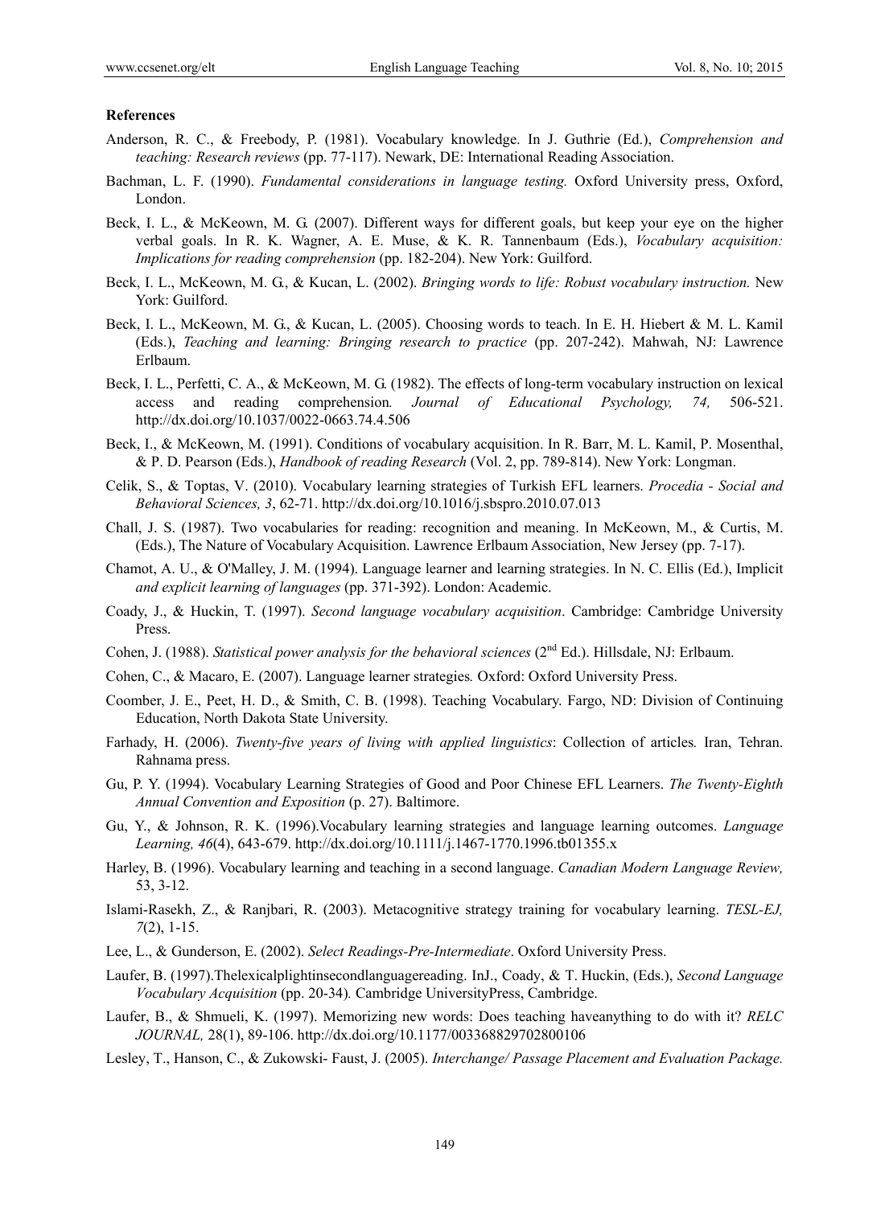**References**

Anderson, R. C., & Freebody, P. (1981). Vocabulary knowledge. In J. Guthrie (Ed.), *Comprehension and teaching: Research reviews* (pp. 77-117). Newark, DE: International Reading Association.

Bachman, L. F. (1990). *Fundamental considerations in language testing.* Oxford University press, Oxford, London.

Beck, I. L., & McKeown, M. G. (2007). Different ways for different goals, but keep your eye on the higher verbal goals. In R. K. Wagner, A. E. Muse, & K. R. Tannenbaum (Eds.), *Vocabulary acquisition: Implications for reading comprehension* (pp. 182-204). New York: Guilford.

Beck, I. L., McKeown, M. G., & Kucan, L. (2002). *Bringing words to life: Robust vocabulary instruction.* New York: Guilford.

Beck, I. L., McKeown, M. G., & Kucan, L. (2005). Choosing words to teach. In E. H. Hiebert & M. L. Kamil (Eds.), *Teaching and learning: Bringing research to practice* (pp. 207-242). Mahwah, NJ: Lawrence Erlbaum.

Beck, I. L., Perfetti, C. A., & McKeown, M. G. (1982). The effects of long-term vocabulary instruction on lexical access and reading comprehension*. Journal of Educational Psychology, 74,* 506-521. http://dx.doi.org/10.1037/0022-0663.74.4.506

Beck, I., & McKeown, M. (1991). Conditions of vocabulary acquisition. In R. Barr, M. L. Kamil, P. Mosenthal, & P. D. Pearson (Eds.), *Handbook of reading Research* (Vol. 2, pp. 789-814). New York: Longman.

Celik, S., & Toptas, V. (2010). Vocabulary learning strategies of Turkish EFL learners. *Procedia - Social and Behavioral Sciences, 3*, 62-71. http://dx.doi.org/10.1016/j.sbspro.2010.07.013

Chall, J. S. (1987). Two vocabularies for reading: recognition and meaning. In McKeown, M., & Curtis, M. (Eds.), The Nature of Vocabulary Acquisition. Lawrence Erlbaum Association, New Jersey (pp. 7-17).

Chamot, A. U., & O'Malley, J. M. (1994). Language learner and learning strategies. In N. C. Ellis (Ed.), Implicit *and explicit learning of languages* (pp. 371-392). London: Academic.

Coady, J., & Huckin, T. (1997). *Second language vocabulary acquisition*. Cambridge: Cambridge University Press.

Cohen, J. (1988). *Statistical power analysis for the behavioral sciences* (2nd Ed.). Hillsdale, NJ: Erlbaum.

Cohen, C., & Macaro, E. (2007). Language learner strategies*.* Oxford: Oxford University Press.

Coomber, J. E., Peet, H. D., & Smith, C. B. (1998). Teaching Vocabulary. Fargo, ND: Division of Continuing Education, North Dakota State University.

Farhady, H. (2006). *Twenty-five years of living with applied linguistics*: Collection of articles*.* Iran, Tehran. Rahnama press.

Gu, P. Y. (1994). Vocabulary Learning Strategies of Good and Poor Chinese EFL Learners. *The Twenty-Eighth Annual Convention and Exposition* (p. 27). Baltimore.

Gu, Y., & Johnson, R. K. (1996).Vocabulary learning strategies and language learning outcomes. *Language Learning, 46*(4), 643-679. http://dx.doi.org/10.1111/j.1467-1770.1996.tb01355.x

Harley, B. (1996). Vocabulary learning and teaching in a second language. *Canadian Modern Language Review,* 53, 3-12.

Islami-Rasekh, Z., & Ranjbari, R. (2003). Metacognitive strategy training for vocabulary learning. *TESL-EJ, 7*(2), 1-15.

Lee, L., & Gunderson, E. (2002). *Select Readings-Pre-Intermediate*. Oxford University Press.

Laufer, B. (1997).Thelexicalplightinsecondlanguagereading. InJ., Coady, & T. Huckin, (Eds.), *Second Language Vocabulary Acquisition* (pp. 20-34)*.* Cambridge UniversityPress, Cambridge.

Laufer, B., & Shmueli, K. (1997). Memorizing new words: Does teaching haveanything to do with it? *RELC JOURNAL,* 28(1), 89-106. http://dx.doi.org/10.1177/003368829702800106

Lesley, T., Hanson, C., & Zukowski- Faust, J. (2005). *Interchange/ Passage Placement and Evaluation Package.*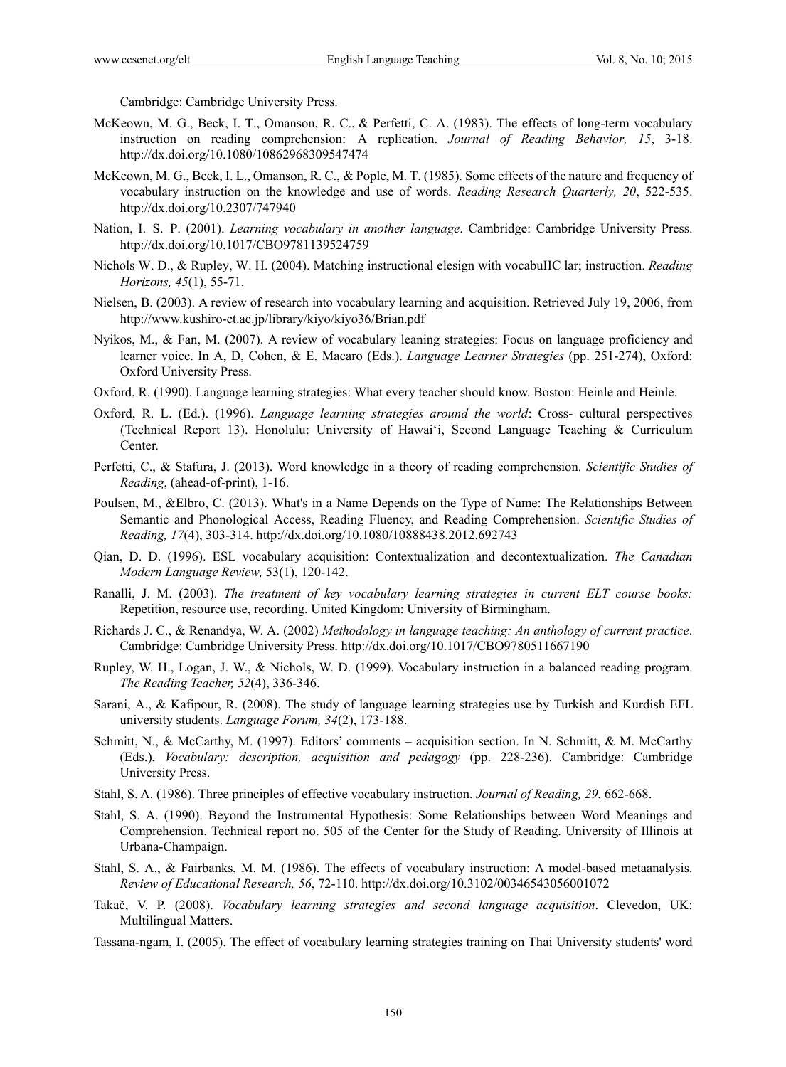Cambridge: Cambridge University Press.

McKeown, M. G., Beck, I. T., Omanson, R. C., & Perfetti, C. A. (1983). The effects of long-term vocabulary instruction on reading comprehension: A replication. *Journal of Reading Behavior, 15*, 3-18. http://dx.doi.org/10.1080/10862968309547474

McKeown, M. G., Beck, I. L., Omanson, R. C., & Pople, M. T. (1985). Some effects of the nature and frequency of vocabulary instruction on the knowledge and use of words. *Reading Research Quarterly, 20*, 522-535. http://dx.doi.org/10.2307/747940

Nation, I. S. P. (2001). *Learning vocabulary in another language*. Cambridge: Cambridge University Press. http://dx.doi.org/10.1017/CBO9781139524759

Nichols W. D., & Rupley, W. H. (2004). Matching instructional elesign with vocabuIIC lar; instruction. *Reading Horizons, 45*(1), 55-71.

Nielsen, B. (2003). A review of research into vocabulary learning and acquisition. Retrieved July 19, 2006, from http://www.kushiro-ct.ac.jp/library/kiyo/kiyo36/Brian.pdf

Nyikos, M., & Fan, M. (2007). A review of vocabulary leaning strategies: Focus on language proficiency and learner voice. In A, D, Cohen, & E. Macaro (Eds.). *Language Learner Strategies* (pp. 251-274), Oxford: Oxford University Press.

Oxford, R. (1990). Language learning strategies: What every teacher should know. Boston: Heinle and Heinle.

Oxford, R. L. (Ed.). (1996). *Language learning strategies around the world*: Cross- cultural perspectives (Technical Report 13). Honolulu: University of Hawai'i, Second Language Teaching & Curriculum Center.

Perfetti, C., & Stafura, J. (2013). Word knowledge in a theory of reading comprehension. *Scientific Studies of Reading*, (ahead-of-print), 1-16.

Poulsen, M., &Elbro, C. (2013). What's in a Name Depends on the Type of Name: The Relationships Between Semantic and Phonological Access, Reading Fluency, and Reading Comprehension. *Scientific Studies of Reading, 17*(4), 303-314. http://dx.doi.org/10.1080/10888438.2012.692743

Qian, D. D. (1996). ESL vocabulary acquisition: Contextualization and decontextualization. *The Canadian Modern Language Review,* 53(1), 120-142.

Ranalli, J. M. (2003). *The treatment of key vocabulary learning strategies in current ELT course books:* Repetition, resource use, recording. United Kingdom: University of Birmingham.

Richards J. C., & Renandya, W. A. (2002) *Methodology in language teaching: An anthology of current practice*. Cambridge: Cambridge University Press. http://dx.doi.org/10.1017/CBO9780511667190

Rupley, W. H., Logan, J. W., & Nichols, W. D. (1999). Vocabulary instruction in a balanced reading program. *The Reading Teacher, 52*(4), 336-346.

Sarani, A., & Kafipour, R. (2008). The study of language learning strategies use by Turkish and Kurdish EFL university students. *Language Forum, 34*(2), 173-188.

Schmitt, N., & McCarthy, M. (1997). Editors' comments – acquisition section. In N. Schmitt, & M. McCarthy (Eds.), *Vocabulary: description, acquisition and pedagogy* (pp. 228-236). Cambridge: Cambridge University Press.

Stahl, S. A. (1986). Three principles of effective vocabulary instruction. *Journal of Reading, 29*, 662-668.

Stahl, S. A. (1990). Beyond the Instrumental Hypothesis: Some Relationships between Word Meanings and Comprehension. Technical report no. 505 of the Center for the Study of Reading. University of Illinois at Urbana-Champaign.

Stahl, S. A., & Fairbanks, M. M. (1986). The effects of vocabulary instruction: A model-based metaanalysis. *Review of Educational Research, 56*, 72-110. http://dx.doi.org/10.3102/00346543056001072

Takač, V. P. (2008). *Vocabulary learning strategies and second language acquisition*. Clevedon, UK: Multilingual Matters.

Tassana-ngam, I. (2005). The effect of vocabulary learning strategies training on Thai University students' word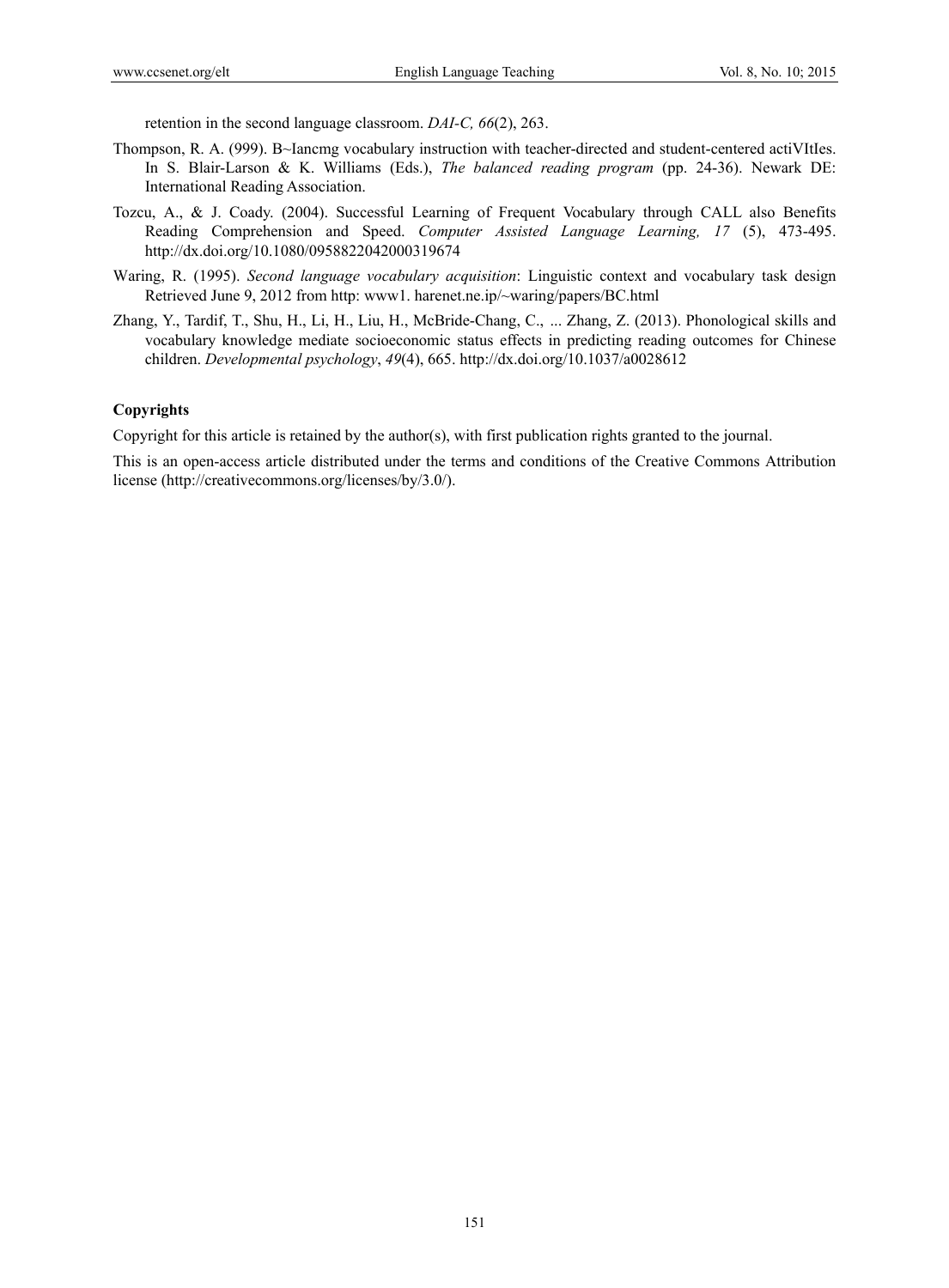retention in the second language classroom. *DAI-C, 66*(2), 263.

Thompson, R. A. (999). B~Iancmg vocabulary instruction with teacher-directed and student-centered actiVItIes. In S. Blair-Larson & K. Williams (Eds.), *The balanced reading program* (pp. 24-36). Newark DE: International Reading Association.

Tozcu, A., & J. Coady. (2004). Successful Learning of Frequent Vocabulary through CALL also Benefits Reading Comprehension and Speed. *Computer Assisted Language Learning, 17* (5), 473-495. http://dx.doi.org/10.1080/0958822042000319674

Waring, R. (1995). *Second language vocabulary acquisition*: Linguistic context and vocabulary task design Retrieved June 9, 2012 from http: www1. harenet.ne.ip/~waring/papers/BC.html

Zhang, Y., Tardif, T., Shu, H., Li, H., Liu, H., McBride-Chang, C., ... Zhang, Z. (2013). Phonological skills and vocabulary knowledge mediate socioeconomic status effects in predicting reading outcomes for Chinese children. *Developmental psychology*, *49*(4), 665. http://dx.doi.org/10.1037/a0028612

**Copyrights**

Copyright for this article is retained by the author(s), with first publication rights granted to the journal.

This is an open-access article distributed under the terms and conditions of the Creative Commons Attribution license (http://creativecommons.org/licenses/by/3.0/).